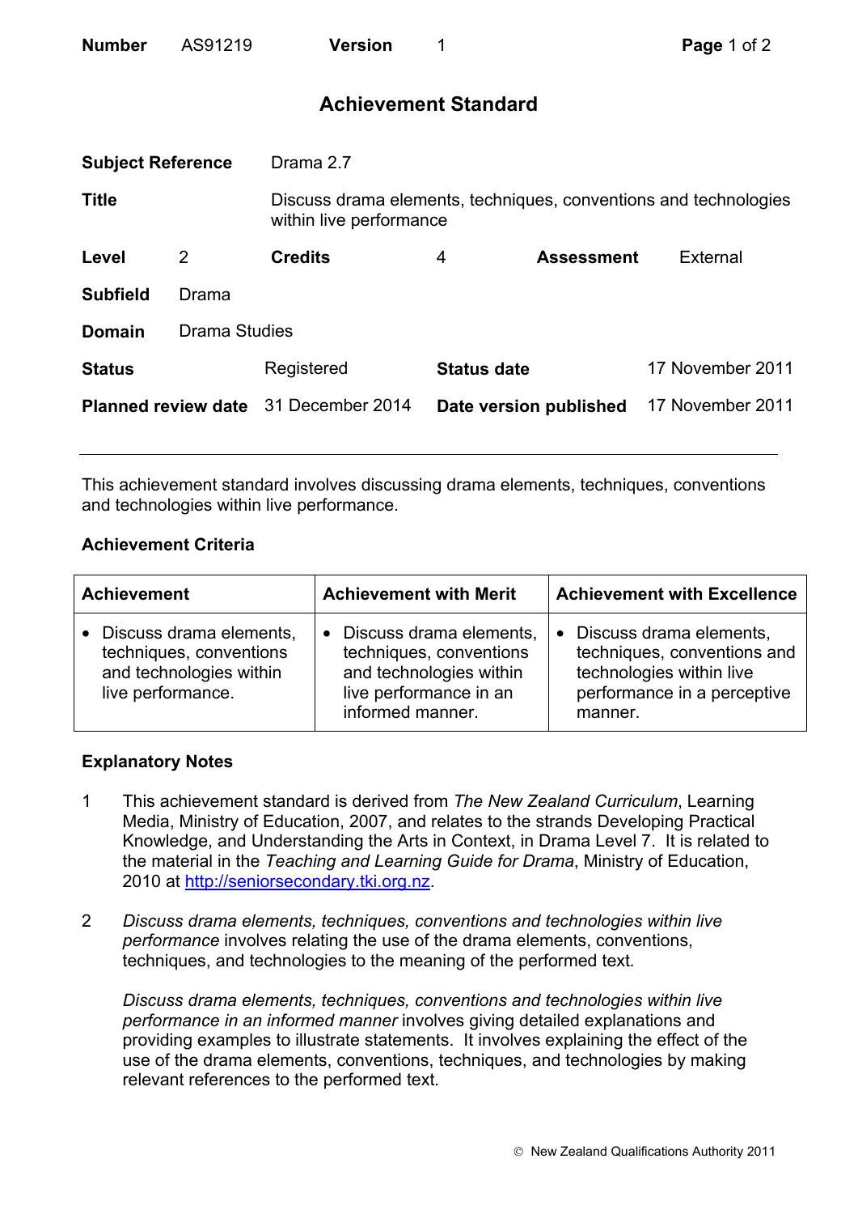| **Number** | AS91219 | **Version** | 1 |
|---|---|---|---|

# Achievement Standard

| | | | |
|---|---|---|---|
| **Subject Reference** | Drama 2.7 | | |
| **Title** | Discuss drama elements, techniques, conventions and technologies within live performance | | |
| **Level** 2 | **Credits** 4 | **Assessment** | External |
| **Subfield** | Drama | | |
| **Domain** | Drama Studies | | |
| **Status** | Registered | **Status date** | 17 November 2011 |
| **Planned review date** | 31 December 2014 | **Date version published** | 17 November 2011 |

This achievement standard involves discussing drama elements, techniques, conventions and technologies within live performance.

## Achievement Criteria

| Achievement | Achievement with Merit | Achievement with Excellence |
|---|---|---|
| • Discuss drama elements, techniques, conventions and technologies within live performance. | • Discuss drama elements, techniques, conventions and technologies within live performance in an informed manner. | • Discuss drama elements, techniques, conventions and technologies within live performance in a perceptive manner. |

## Explanatory Notes

1 This achievement standard is derived from *The New Zealand Curriculum*, Learning Media, Ministry of Education, 2007, and relates to the strands Developing Practical Knowledge, and Understanding the Arts in Context, in Drama Level 7. It is related to the material in the *Teaching and Learning Guide for Drama*, Ministry of Education, 2010 at http://seniorsecondary.tki.org.nz.

2 *Discuss drama elements, techniques, conventions and technologies within live performance* involves relating the use of the drama elements, conventions, techniques, and technologies to the meaning of the performed text.

*Discuss drama elements, techniques, conventions and technologies within live performance in an informed manner* involves giving detailed explanations and providing examples to illustrate statements. It involves explaining the effect of the use of the drama elements, conventions, techniques, and technologies by making relevant references to the performed text.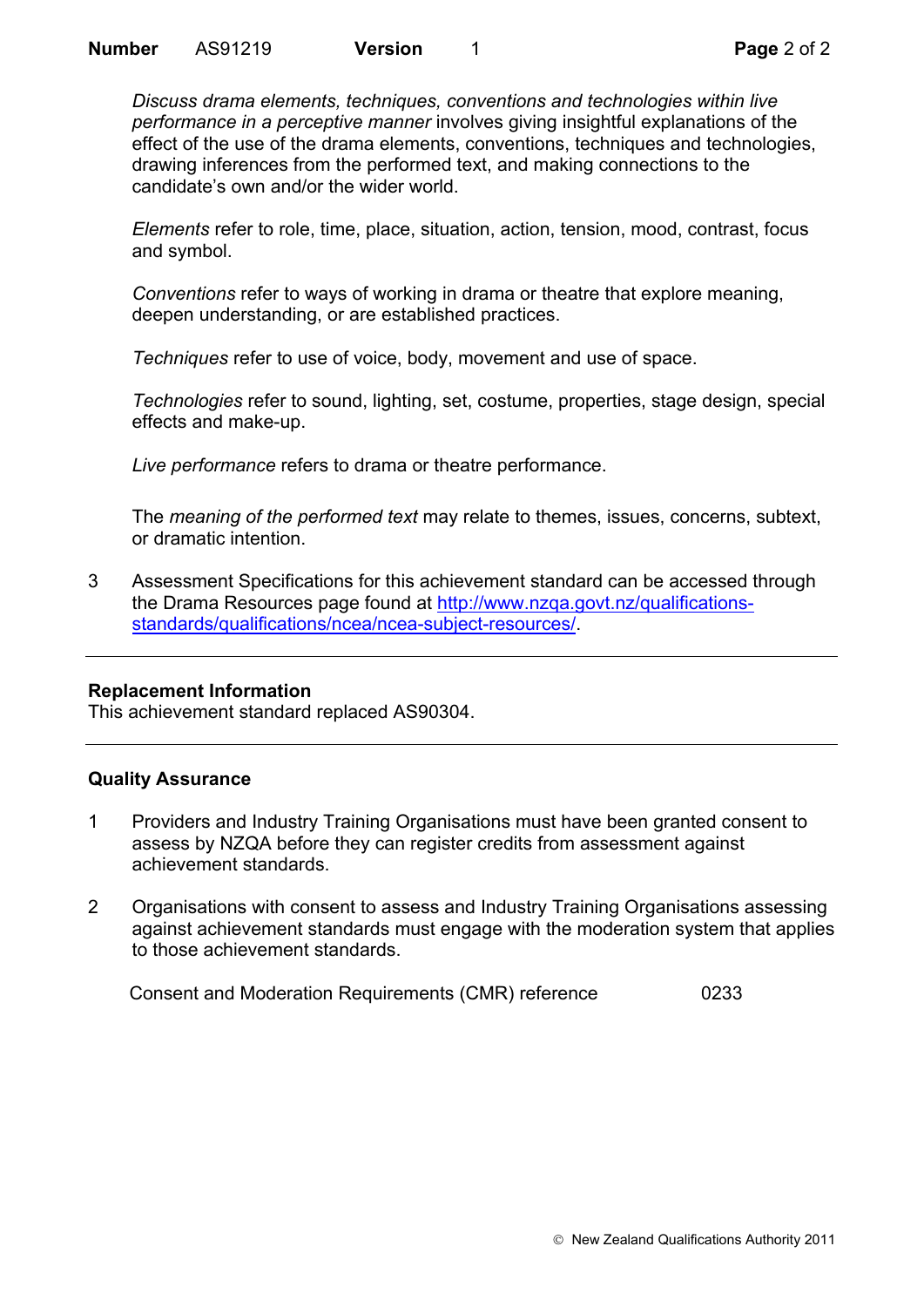*Discuss drama elements, techniques, conventions and technologies within live performance in a perceptive manner* involves giving insightful explanations of the effect of the use of the drama elements, conventions, techniques and technologies, drawing inferences from the performed text, and making connections to the candidate's own and/or the wider world.

*Elements* refer to role, time, place, situation, action, tension, mood, contrast, focus and symbol.

*Conventions* refer to ways of working in drama or theatre that explore meaning, deepen understanding, or are established practices.

*Techniques* refer to use of voice, body, movement and use of space.

*Technologies* refer to sound, lighting, set, costume, properties, stage design, special effects and make-up.

*Live performance* refers to drama or theatre performance.

The *meaning of the performed text* may relate to themes, issues, concerns, subtext, or dramatic intention.

3 Assessment Specifications for this achievement standard can be accessed through the Drama Resources page found at [http://www.nzqa.govt.nz/qualifications-standards/qualifications/ncea/ncea-subject-resources/](http://www.nzqa.govt.nz/qualifications-standards/qualifications/ncea/ncea-subject-resources/).

---

**Replacement Information**

This achievement standard replaced AS90304.

---

**Quality Assurance**

1 Providers and Industry Training Organisations must have been granted consent to assess by NZQA before they can register credits from assessment against achievement standards.

2 Organisations with consent to assess and Industry Training Organisations assessing against achievement standards must engage with the moderation system that applies to those achievement standards.

Consent and Moderation Requirements (CMR) reference 0233

© New Zealand Qualifications Authority 2011